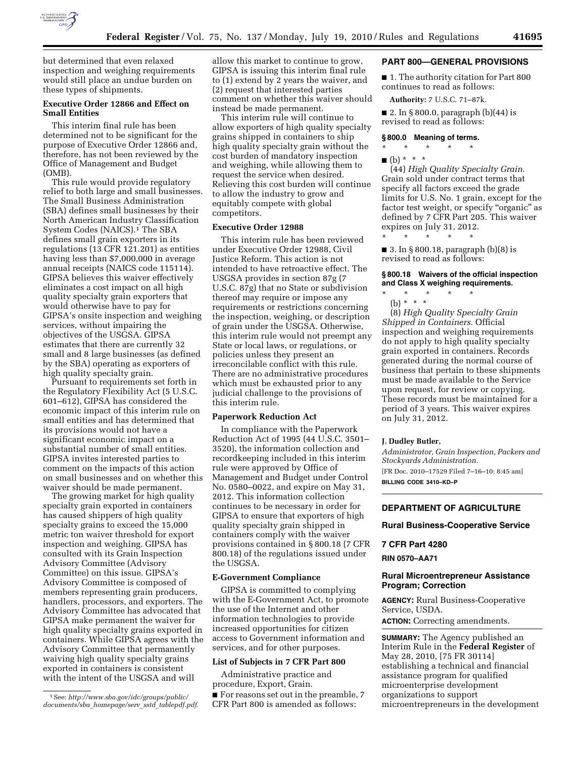but determined that even relaxed inspection and weighing requirements would still place an undue burden on these types of shipments.

### Executive Order 12866 and Effect on Small Entities

This interim final rule has been determined not to be significant for the purpose of Executive Order 12866 and, therefore, has not been reviewed by the Office of Management and Budget (OMB).

This rule would provide regulatory relief to both large and small businesses. The Small Business Administration (SBA) defines small businesses by their North American Industry Classification System Codes (NAICS).[1] The SBA defines small grain exporters in its regulations (13 CFR 121.201) as entities having less than $7,000,000 in average annual receipts (NAICS code 115114). GIPSA believes this waiver effectively eliminates a cost impact on all high quality specialty grain exporters that would otherwise have to pay for GIPSA's onsite inspection and weighing services, without impairing the objectives of the USGSA. GIPSA estimates that there are currently 32 small and 8 large businesses (as defined by the SBA) operating as exporters of high quality specialty grain.

Pursuant to requirements set forth in the Regulatory Flexibility Act (5 U.S.C. 601–612), GIPSA has considered the economic impact of this interim rule on small entities and has determined that its provisions would not have a significant economic impact on a substantial number of small entities. GIPSA invites interested parties to comment on the impacts of this action on small businesses and on whether this waiver should be made permanent.

The growing market for high quality specialty grain exported in containers has caused shippers of high quality specialty grains to exceed the 15,000 metric ton waiver threshold for export inspection and weighing. GIPSA has consulted with its Grain Inspection Advisory Committee (Advisory Committee) on this issue. GIPSA's Advisory Committee is composed of members representing grain producers, handlers, processors, and exporters. The Advisory Committee has advocated that GIPSA make permanent the waiver for high quality specialty grains exported in containers. While GIPSA agrees with the Advisory Committee that permanently waiving high quality specialty grains exported in containers is consistent with the intent of the USGSA and will allow this market to continue to grow, GIPSA is issuing this interim final rule to (1) extend by 2 years the waiver, and (2) request that interested parties comment on whether this waiver should instead be made permanent.

This interim rule will continue to allow exporters of high quality specialty grains shipped in containers to ship high quality specialty grain without the cost burden of mandatory inspection and weighing, while allowing them to request the service when desired. Relieving this cost burden will continue to allow the industry to grow and equitably compete with global competitors.

[1] See: *http://www.sba.gov/idc/groups/public/documents/sba_homepage/serv_sstd_tablepdf.pdf.*

### Executive Order 12988

This interim rule has been reviewed under Executive Order 12988, Civil Justice Reform. This action is not intended to have retroactive effect. The USGSA provides in section 87g (7 U.S.C. 87g) that no State or subdivision thereof may require or impose any requirements or restrictions concerning the inspection, weighing, or description of grain under the USGSA. Otherwise, this interim rule would not preempt any State or local laws, or regulations, or policies unless they present an irreconcilable conflict with this rule. There are no administrative procedures which must be exhausted prior to any judicial challenge to the provisions of this interim rule.

### Paperwork Reduction Act

In compliance with the Paperwork Reduction Act of 1995 (44 U.S.C. 3501–3520), the information collection and recordkeeping included in this interim rule were approved by Office of Management and Budget under Control No. 0580–0022, and expire on May 31, 2012. This information collection continues to be necessary in order for GIPSA to ensure that exporters of high quality specialty grain shipped in containers comply with the waiver provisions contained in § 800.18 (7 CFR 800.18) of the regulations issued under the USGSA.

### E-Government Compliance

GIPSA is committed to complying with the E-Government Act, to promote the use of the Internet and other information technologies to provide increased opportunities for citizen access to Government information and services, and for other purposes.

### List of Subjects in 7 CFR Part 800

Administrative practice and procedure, Export, Grain.

■ For reasons set out in the preamble, 7 CFR Part 800 is amended as follows:

## PART 800—GENERAL PROVISIONS

■ 1. The authority citation for Part 800 continues to read as follows:

**Authority:** 7 U.S.C. 71–87k.

■ 2. In § 800.0, paragraph (b)(44) is revised to read as follows:

#### § 800.0 Meaning of terms.

\* \* \* \* \*

■ (b) \* \* \*

(44) *High Quality Specialty Grain.* Grain sold under contract terms that specify all factors exceed the grade limits for U.S. No. 1 grain, except for the factor test weight, or specify "organic" as defined by 7 CFR Part 205. This waiver expires on July 31, 2012.

\* \* \* \* \*

■ 3. In § 800.18, paragraph (b)(8) is revised to read as follows:

#### § 800.18 Waivers of the official inspection and Class X weighing requirements.

\* \* \* \* \*

(b) \* \* \*

(8) *High Quality Specialty Grain Shipped in Containers.* Official inspection and weighing requirements do not apply to high quality specialty grain exported in containers. Records generated during the normal course of business that pertain to these shipments must be made available to the Service upon request, for review or copying. These records must be maintained for a period of 3 years. This waiver expires on July 31, 2012.

**J. Dudley Butler,**

*Administrator, Grain Inspection, Packers and Stockyards Administration.*

[FR Doc. 2010–17529 Filed 7–16–10; 8:45 am]

**BILLING CODE 3410–KD–P**

---

## DEPARTMENT OF AGRICULTURE

### Rural Business-Cooperative Service

### 7 CFR Part 4280

**RIN 0570–AA71**

### Rural Microentrepreneur Assistance Program; Correction

**AGENCY:** Rural Business-Cooperative Service, USDA.

**ACTION:** Correcting amendments.

**SUMMARY:** The Agency published an Interim Rule in the **Federal Register** of May 28, 2010, [75 FR 30114] establishing a technical and financial assistance program for qualified microenterprise development organizations to support microentrepreneurs in the development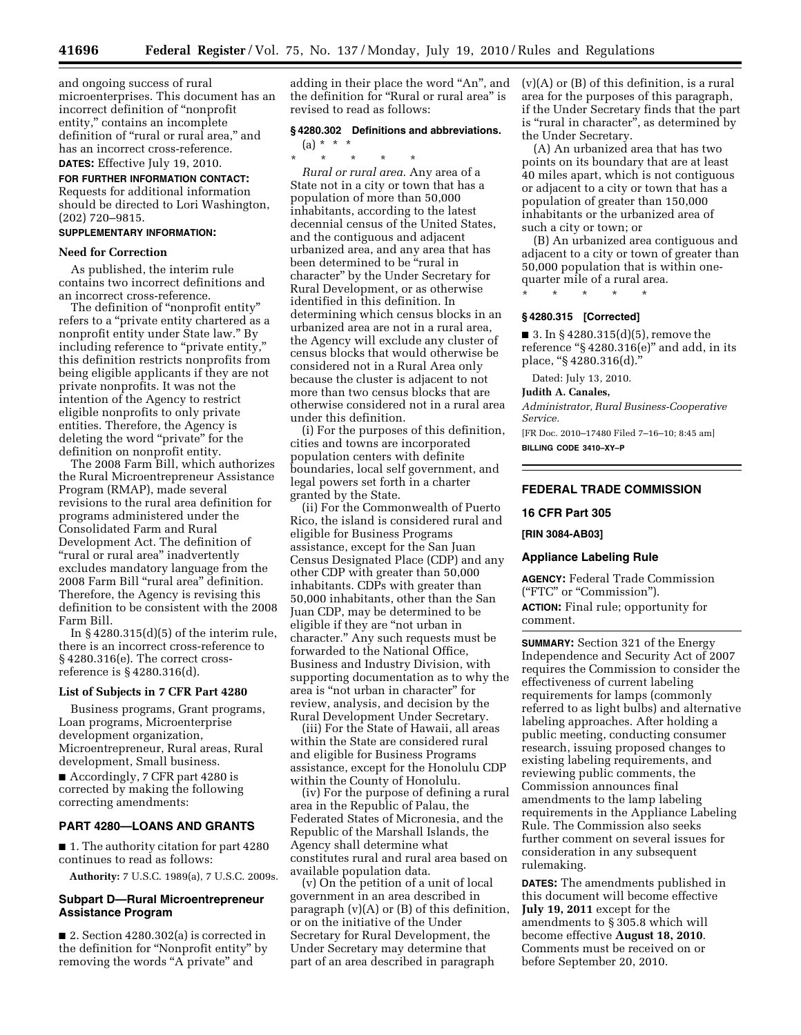and ongoing success of rural microenterprises. This document has an incorrect definition of "nonprofit entity," contains an incomplete definition of "rural or rural area," and has an incorrect cross-reference.

**DATES:** Effective July 19, 2010.

**FOR FURTHER INFORMATION CONTACT:** Requests for additional information should be directed to Lori Washington, (202) 720–9815.

**SUPPLEMENTARY INFORMATION:**

### Need for Correction

As published, the interim rule contains two incorrect definitions and an incorrect cross-reference.

The definition of "nonprofit entity" refers to a "private entity chartered as a nonprofit entity under State law." By including reference to "private entity," this definition restricts nonprofits from being eligible applicants if they are not private nonprofits. It was not the intention of the Agency to restrict eligible nonprofits to only private entities. Therefore, the Agency is deleting the word "private" for the definition on nonprofit entity.

The 2008 Farm Bill, which authorizes the Rural Microentrepreneur Assistance Program (RMAP), made several revisions to the rural area definition for programs administered under the Consolidated Farm and Rural Development Act. The definition of "rural or rural area" inadvertently excludes mandatory language from the 2008 Farm Bill "rural area" definition. Therefore, the Agency is revising this definition to be consistent with the 2008 Farm Bill.

In § 4280.315(d)(5) of the interim rule, there is an incorrect cross-reference to § 4280.316(e). The correct cross-reference is § 4280.316(d).

### List of Subjects in 7 CFR Part 4280

Business programs, Grant programs, Loan programs, Microenterprise development organization, Microentrepreneur, Rural areas, Rural development, Small business.

■ Accordingly, 7 CFR part 4280 is corrected by making the following correcting amendments:

## PART 4280—LOANS AND GRANTS

■ 1. The authority citation for part 4280 continues to read as follows:

**Authority:** 7 U.S.C. 1989(a), 7 U.S.C. 2009s.

### Subpart D—Rural Microentrepreneur Assistance Program

■ 2. Section 4280.302(a) is corrected in the definition for "Nonprofit entity" by removing the words "A private" and adding in their place the word "An", and the definition for "Rural or rural area" is revised to read as follows:

#### § 4280.302 Definitions and abbreviations.

(a) * * *

\* \* \* \* \*

*Rural or rural area.* Any area of a State not in a city or town that has a population of more than 50,000 inhabitants, according to the latest decennial census of the United States, and the contiguous and adjacent urbanized area, and any area that has been determined to be "rural in character" by the Under Secretary for Rural Development, or as otherwise identified in this definition. In determining which census blocks in an urbanized area are not in a rural area, the Agency will exclude any cluster of census blocks that would otherwise be considered not in a Rural Area only because the cluster is adjacent to not more than two census blocks that are otherwise considered not in a rural area under this definition.

(i) For the purposes of this definition, cities and towns are incorporated population centers with definite boundaries, local self government, and legal powers set forth in a charter granted by the State.

(ii) For the Commonwealth of Puerto Rico, the island is considered rural and eligible for Business Programs assistance, except for the San Juan Census Designated Place (CDP) and any other CDP with greater than 50,000 inhabitants. CDPs with greater than 50,000 inhabitants, other than the San Juan CDP, may be determined to be eligible if they are "not urban in character." Any such requests must be forwarded to the National Office, Business and Industry Division, with supporting documentation as to why the area is "not urban in character" for review, analysis, and decision by the Rural Development Under Secretary.

(iii) For the State of Hawaii, all areas within the State are considered rural and eligible for Business Programs assistance, except for the Honolulu CDP within the County of Honolulu.

(iv) For the purpose of defining a rural area in the Republic of Palau, the Federated States of Micronesia, and the Republic of the Marshall Islands, the Agency shall determine what constitutes rural and rural area based on available population data.

(v) On the petition of a unit of local government in an area described in paragraph (v)(A) or (B) of this definition, or on the initiative of the Under Secretary for Rural Development, the Under Secretary may determine that part of an area described in paragraph (v)(A) or (B) of this definition, is a rural area for the purposes of this paragraph, if the Under Secretary finds that the part is "rural in character", as determined by the Under Secretary.

(A) An urbanized area that has two points on its boundary that are at least 40 miles apart, which is not contiguous or adjacent to a city or town that has a population of greater than 150,000 inhabitants or the urbanized area of such a city or town; or

(B) An urbanized area contiguous and adjacent to a city or town of greater than 50,000 population that is within one-quarter mile of a rural area.

\* \* \* \* \*

#### § 4280.315 [Corrected]

■ 3. In § 4280.315(d)(5), remove the reference "§ 4280.316(e)" and add, in its place, "§ 4280.316(d)."

Dated: July 13, 2010.

**Judith A. Canales,**

*Administrator, Rural Business-Cooperative Service.*

[FR Doc. 2010–17480 Filed 7–16–10; 8:45 am]

**BILLING CODE 3410–XY–P**

---

## FEDERAL TRADE COMMISSION

### 16 CFR Part 305

**[RIN 3084-AB03]**

### Appliance Labeling Rule

**AGENCY:** Federal Trade Commission ("FTC" or "Commission").

**ACTION:** Final rule; opportunity for comment.

**SUMMARY:** Section 321 of the Energy Independence and Security Act of 2007 requires the Commission to consider the effectiveness of current labeling requirements for lamps (commonly referred to as light bulbs) and alternative labeling approaches. After holding a public meeting, conducting consumer research, issuing proposed changes to existing labeling requirements, and reviewing public comments, the Commission announces final amendments to the lamp labeling requirements in the Appliance Labeling Rule. The Commission also seeks further comment on several issues for consideration in any subsequent rulemaking.

**DATES:** The amendments published in this document will become effective **July 19, 2011** except for the amendments to § 305.8 which will become effective **August 18, 2010**. Comments must be received on or before September 20, 2010.